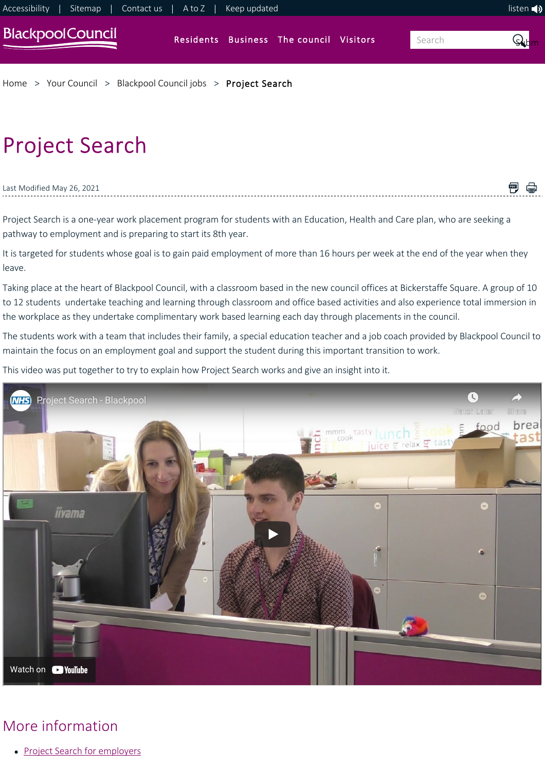Accessibility | Sitemap | Contact us | A to Z | Keep updated

listen

Blackpool Council

Residents Business The council Visitors

Home > Your Council > Blackpool Council jobs > **Project Search**

# Project Search

Last Modified May 26, 2021

Project Search is a one-year work placement program for students with an Education, Health and Care plan, who are seeking a pathway to employment and is preparing to start its 8th year.

It is targeted for students whose goal is to gain paid employment of more than 16 hours per week at the end of the year when they leave.

Taking place at the heart of Blackpool Council, with a classroom based in the new council offices at Bickerstaffe Square. A group of 10 to 12 students undertake teaching and learning through classroom and office based activities and also experience total immersion in the workplace as they undertake complimentary work based learning each day through placements in the council.

The students work with a team that includes their family, a special education teacher and a job coach provided by Blackpool Council to maintain the focus on an employment goal and support the student during this important transition to work.

This video was put together to try to explain how Project Search works and give an insight into it.

## More information

- Project Search for employers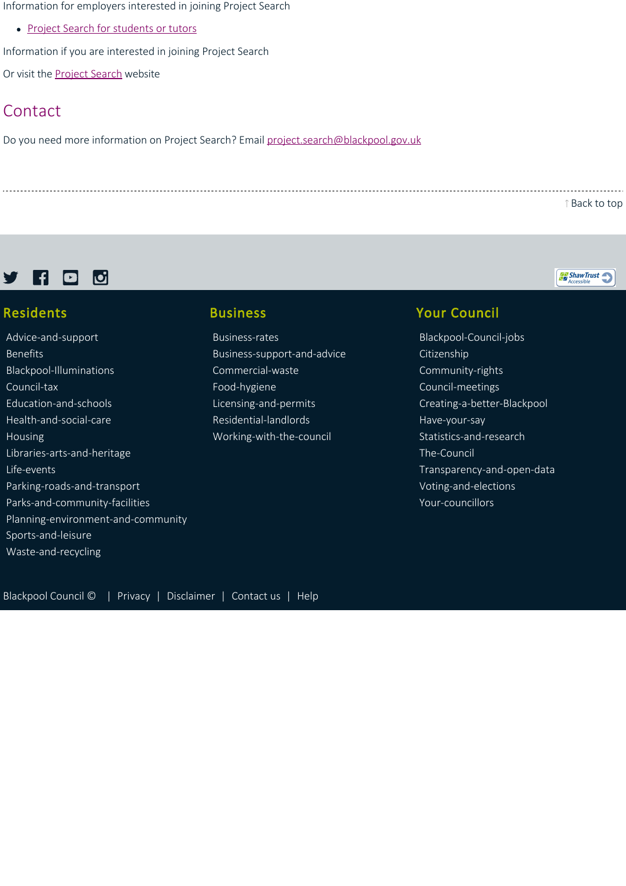Information for employers interested in joining Project Search

- Project Search for students or tutors

Information if you are interested in joining Project Search

Or visit the Project Search website

## Contact

Do you need more information on Project Search? Email project.search@blackpool.gov.uk

↑ Back to top

### Residents

- Advice-and-support
- Benefits
- Blackpool-Illuminations
- Council-tax
- Education-and-schools
- Health-and-social-care
- Housing
- Libraries-arts-and-heritage
- Life-events
- Parking-roads-and-transport
- Parks-and-community-facilities
- Planning-environment-and-community
- Sports-and-leisure
- Waste-and-recycling

### Business

- Business-rates
- Business-support-and-advice
- Commercial-waste
- Food-hygiene
- Licensing-and-permits
- Residential-landlords
- Working-with-the-council

### Your Council

- Blackpool-Council-jobs
- Citizenship
- Community-rights
- Council-meetings
- Creating-a-better-Blackpool
- Have-your-say
- Statistics-and-research
- The-Council
- Transparency-and-open-data
- Voting-and-elections
- Your-councillors

Blackpool Council © | Privacy | Disclaimer | Contact us | Help